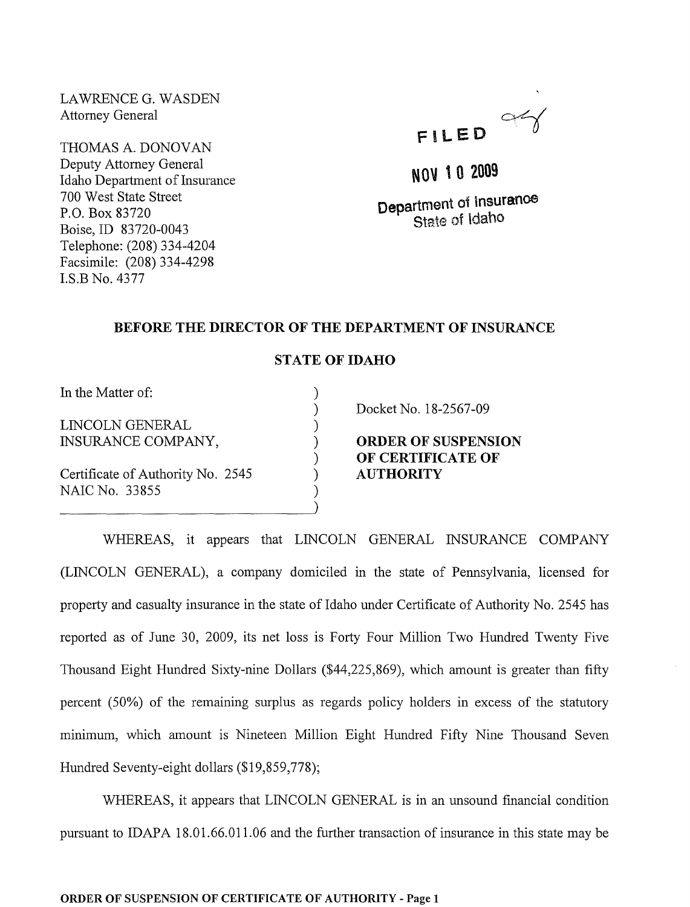LAWRENCE G. WASDEN
Attorney General

THOMAS A. DONOVAN
Deputy Attorney General
Idaho Department of Insurance
700 West State Street
P.O. Box 83720
Boise, ID 83720-0043
Telephone: (208) 334-4204
Facsimile: (208) 334-4298
I.S.B No. 4377

FILED

NOV 10 2009

Department of Insurance
State of Idaho

**BEFORE THE DIRECTOR OF THE DEPARTMENT OF INSURANCE**

**STATE OF IDAHO**

| | |
|---|---|
| In the Matter of: | Docket No. 18-2567-09 |
| LINCOLN GENERAL INSURANCE COMPANY, | **ORDER OF SUSPENSION OF CERTIFICATE OF AUTHORITY** |
| Certificate of Authority No. 2545 | |
| NAIC No. 33855 | |

WHEREAS, it appears that LINCOLN GENERAL INSURANCE COMPANY (LINCOLN GENERAL), a company domiciled in the state of Pennsylvania, licensed for property and casualty insurance in the state of Idaho under Certificate of Authority No. 2545 has reported as of June 30, 2009, its net loss is Forty Four Million Two Hundred Twenty Five Thousand Eight Hundred Sixty-nine Dollars ($44,225,869), which amount is greater than fifty percent (50%) of the remaining surplus as regards policy holders in excess of the statutory minimum, which amount is Nineteen Million Eight Hundred Fifty Nine Thousand Seven Hundred Seventy-eight dollars ($19,859,778);

WHEREAS, it appears that LINCOLN GENERAL is in an unsound financial condition pursuant to IDAPA 18.01.66.011.06 and the further transaction of insurance in this state may be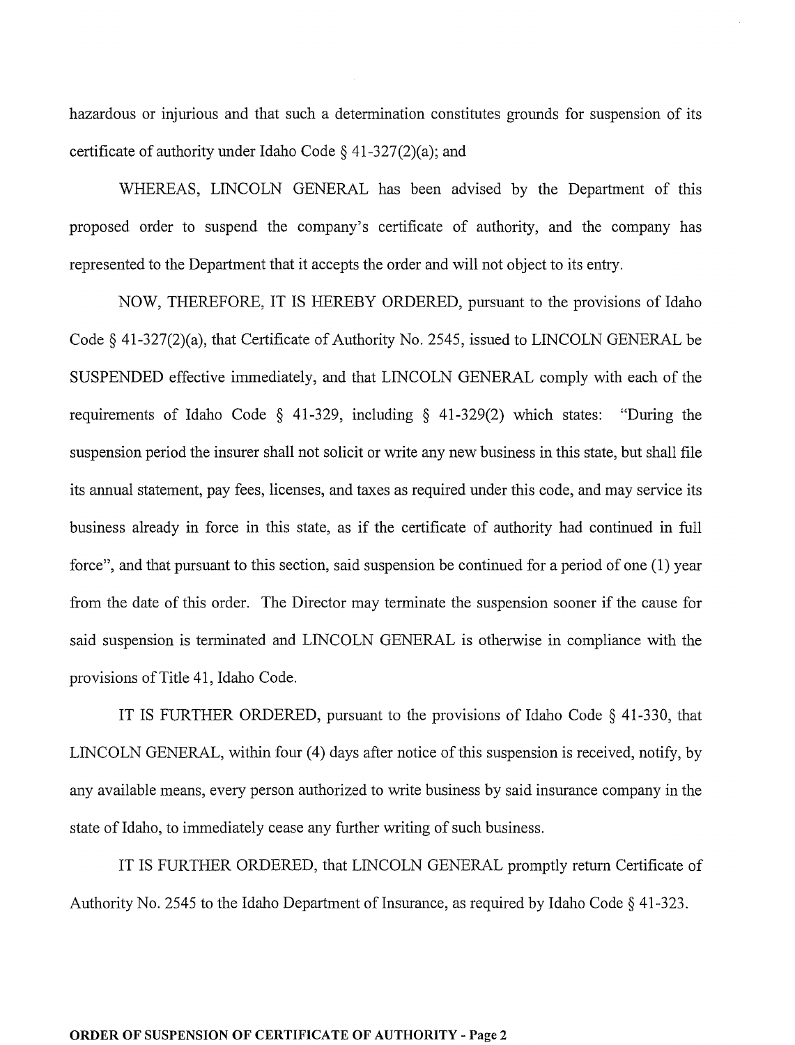hazardous or injurious and that such a determination constitutes grounds for suspension of its certificate of authority under Idaho Code § 41-327(2)(a); and

WHEREAS, LINCOLN GENERAL has been advised by the Department of this proposed order to suspend the company's certificate of authority, and the company has represented to the Department that it accepts the order and will not object to its entry.

NOW, THEREFORE, IT IS HEREBY ORDERED, pursuant to the provisions of Idaho Code § 41-327(2)(a), that Certificate of Authority No. 2545, issued to LINCOLN GENERAL be SUSPENDED effective immediately, and that LINCOLN GENERAL comply with each of the requirements of Idaho Code § 41-329, including § 41-329(2) which states: "During the suspension period the insurer shall not solicit or write any new business in this state, but shall file its annual statement, pay fees, licenses, and taxes as required under this code, and may service its business already in force in this state, as if the certificate of authority had continued in full force", and that pursuant to this section, said suspension be continued for a period of one (1) year from the date of this order. The Director may terminate the suspension sooner if the cause for said suspension is terminated and LINCOLN GENERAL is otherwise in compliance with the provisions of Title 41, Idaho Code.

IT IS FURTHER ORDERED, pursuant to the provisions of Idaho Code § 41-330, that LINCOLN GENERAL, within four (4) days after notice of this suspension is received, notify, by any available means, every person authorized to write business by said insurance company in the state of Idaho, to immediately cease any further writing of such business.

IT IS FURTHER ORDERED, that LINCOLN GENERAL promptly return Certificate of Authority No. 2545 to the Idaho Department of Insurance, as required by Idaho Code § 41-323.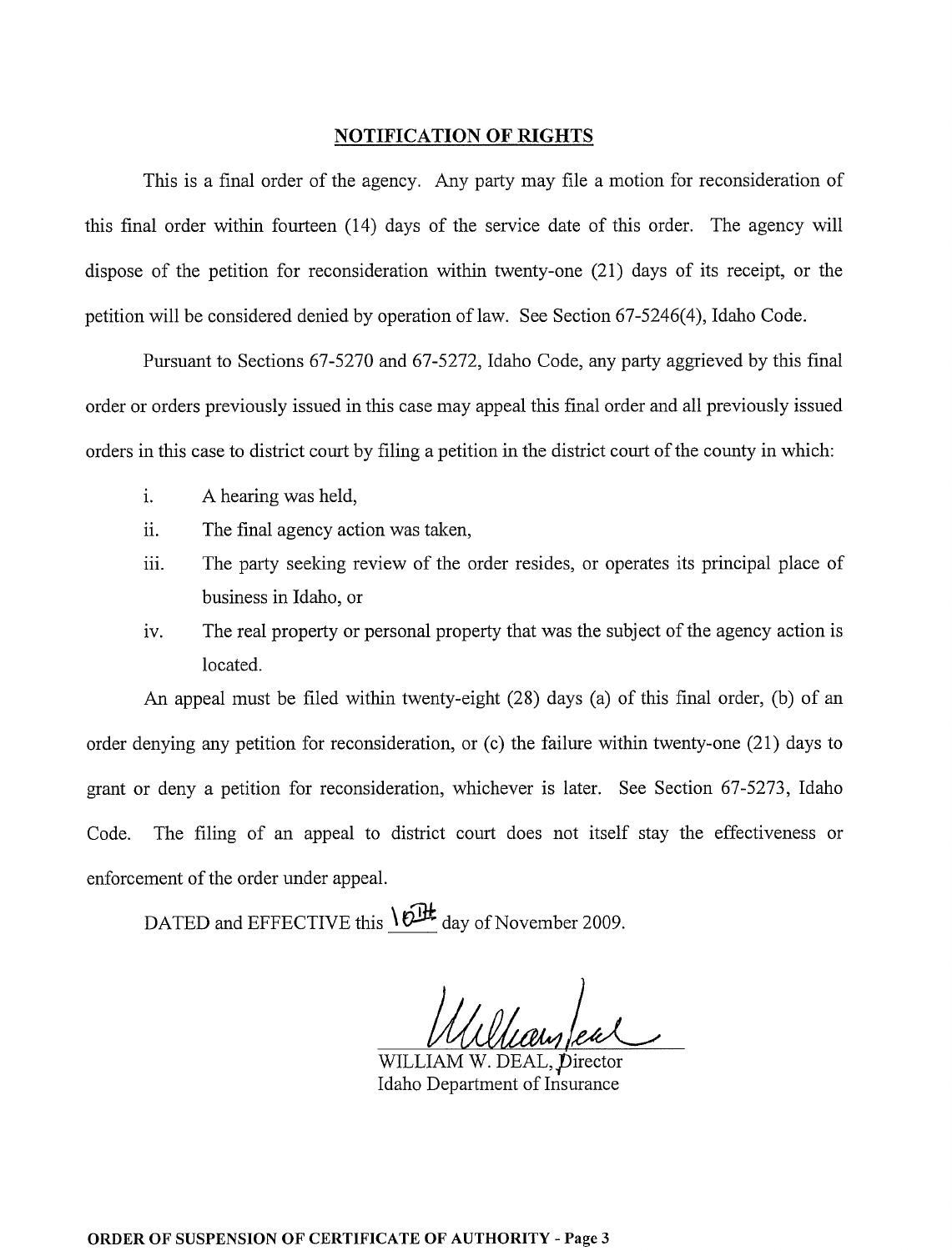## NOTIFICATION OF RIGHTS

This is a final order of the agency. Any party may file a motion for reconsideration of this final order within fourteen (14) days of the service date of this order. The agency will dispose of the petition for reconsideration within twenty-one (21) days of its receipt, or the petition will be considered denied by operation of law. See Section 67-5246(4), Idaho Code.

Pursuant to Sections 67-5270 and 67-5272, Idaho Code, any party aggrieved by this final order or orders previously issued in this case may appeal this final order and all previously issued orders in this case to district court by filing a petition in the district court of the county in which:

i. A hearing was held,

ii. The final agency action was taken,

iii. The party seeking review of the order resides, or operates its principal place of business in Idaho, or

iv. The real property or personal property that was the subject of the agency action is located.

An appeal must be filed within twenty-eight (28) days (a) of this final order, (b) of an order denying any petition for reconsideration, or (c) the failure within twenty-one (21) days to grant or deny a petition for reconsideration, whichever is later. See Section 67-5273, Idaho Code. The filing of an appeal to district court does not itself stay the effectiveness or enforcement of the order under appeal.

DATED and EFFECTIVE this 16th day of November 2009.

WILLIAM W. DEAL, Director
Idaho Department of Insurance

**ORDER OF SUSPENSION OF CERTIFICATE OF AUTHORITY - Page 3**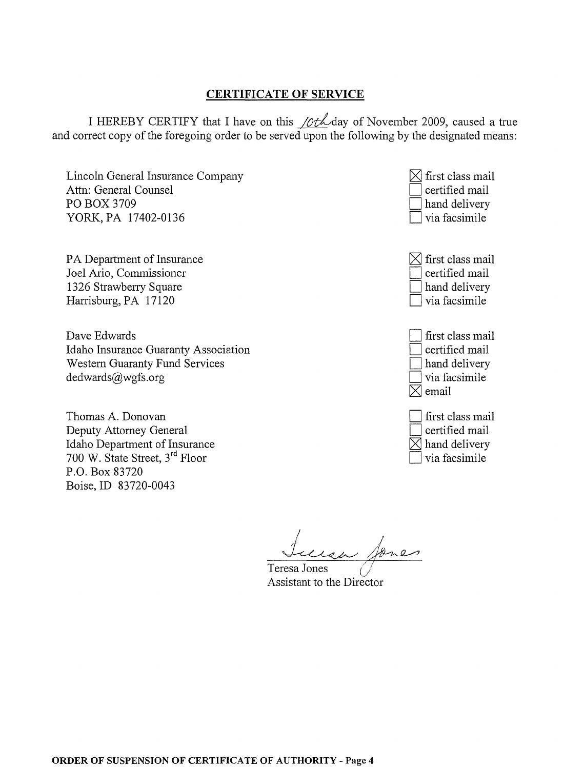## CERTIFICATE OF SERVICE

I HEREBY CERTIFY that I have on this 10th day of November 2009, caused a true and correct copy of the foregoing order to be served upon the following by the designated means:

| | |
|---|---|
| Lincoln General Insurance Company<br>Attn: General Counsel<br>PO BOX 3709<br>YORK, PA 17402-0136 | ☒ first class mail<br>☐ certified mail<br>☐ hand delivery<br>☐ via facsimile |
| PA Department of Insurance<br>Joel Ario, Commissioner<br>1326 Strawberry Square<br>Harrisburg, PA 17120 | ☒ first class mail<br>☐ certified mail<br>☐ hand delivery<br>☐ via facsimile |
| Dave Edwards<br>Idaho Insurance Guaranty Association<br>Western Guaranty Fund Services<br>dedwards@wgfs.org | ☐ first class mail<br>☐ certified mail<br>☐ hand delivery<br>☐ via facsimile<br>☒ email |
| Thomas A. Donovan<br>Deputy Attorney General<br>Idaho Department of Insurance<br>700 W. State Street, 3rd Floor<br>P.O. Box 83720<br>Boise, ID 83720-0043 | ☐ first class mail<br>☐ certified mail<br>☒ hand delivery<br>☐ via facsimile |

Teresa Jones
Teresa Jones
Assistant to the Director

**ORDER OF SUSPENSION OF CERTIFICATE OF AUTHORITY - Page 4**